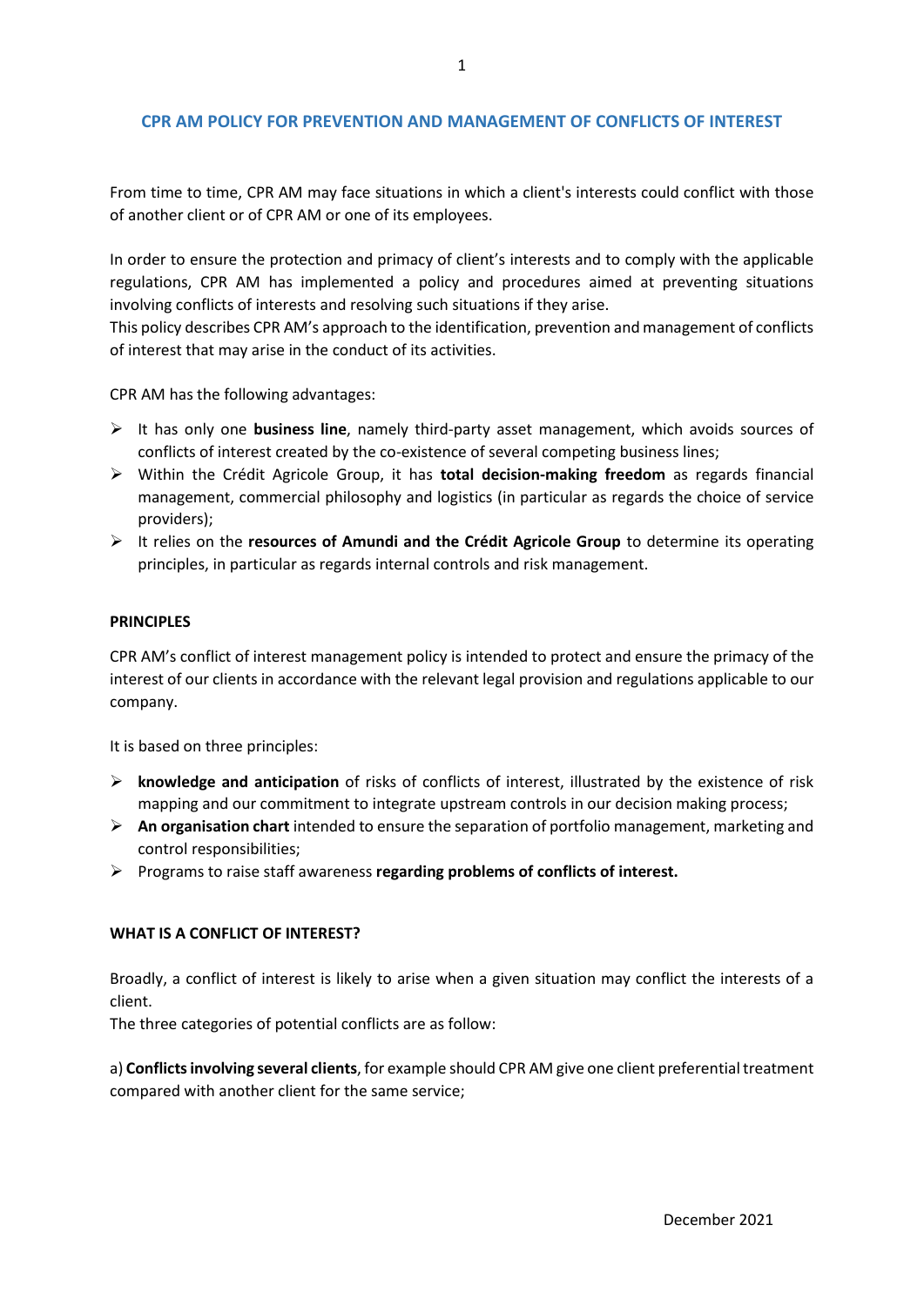# CPR AM POLICY FOR PREVENTION AND MANAGEMENT OF CONFLICTS OF INTEREST

From time to time, CPR AM may face situations in which a client's interests could conflict with those of another client or of CPR AM or one of its employees.

In order to ensure the protection and primacy of client's interests and to comply with the applicable regulations, CPR AM has implemented a policy and procedures aimed at preventing situations involving conflicts of interests and resolving such situations if they arise.
This policy describes CPR AM's approach to the identification, prevention and management of conflicts of interest that may arise in the conduct of its activities.

CPR AM has the following advantages:

- It has only one **business line**, namely third-party asset management, which avoids sources of conflicts of interest created by the co-existence of several competing business lines;
- Within the Crédit Agricole Group, it has **total decision-making freedom** as regards financial management, commercial philosophy and logistics (in particular as regards the choice of service providers);
- It relies on the **resources of Amundi and the Crédit Agricole Group** to determine its operating principles, in particular as regards internal controls and risk management.

## PRINCIPLES

CPR AM's conflict of interest management policy is intended to protect and ensure the primacy of the interest of our clients in accordance with the relevant legal provision and regulations applicable to our company.

It is based on three principles:

- **knowledge and anticipation** of risks of conflicts of interest, illustrated by the existence of risk mapping and our commitment to integrate upstream controls in our decision making process;
- **An organisation chart** intended to ensure the separation of portfolio management, marketing and control responsibilities;
- Programs to raise staff awareness **regarding problems of conflicts of interest.**

## WHAT IS A CONFLICT OF INTEREST?

Broadly, a conflict of interest is likely to arise when a given situation may conflict the interests of a client.
The three categories of potential conflicts are as follow:

a) **Conflicts involving several clients**, for example should CPR AM give one client preferential treatment compared with another client for the same service;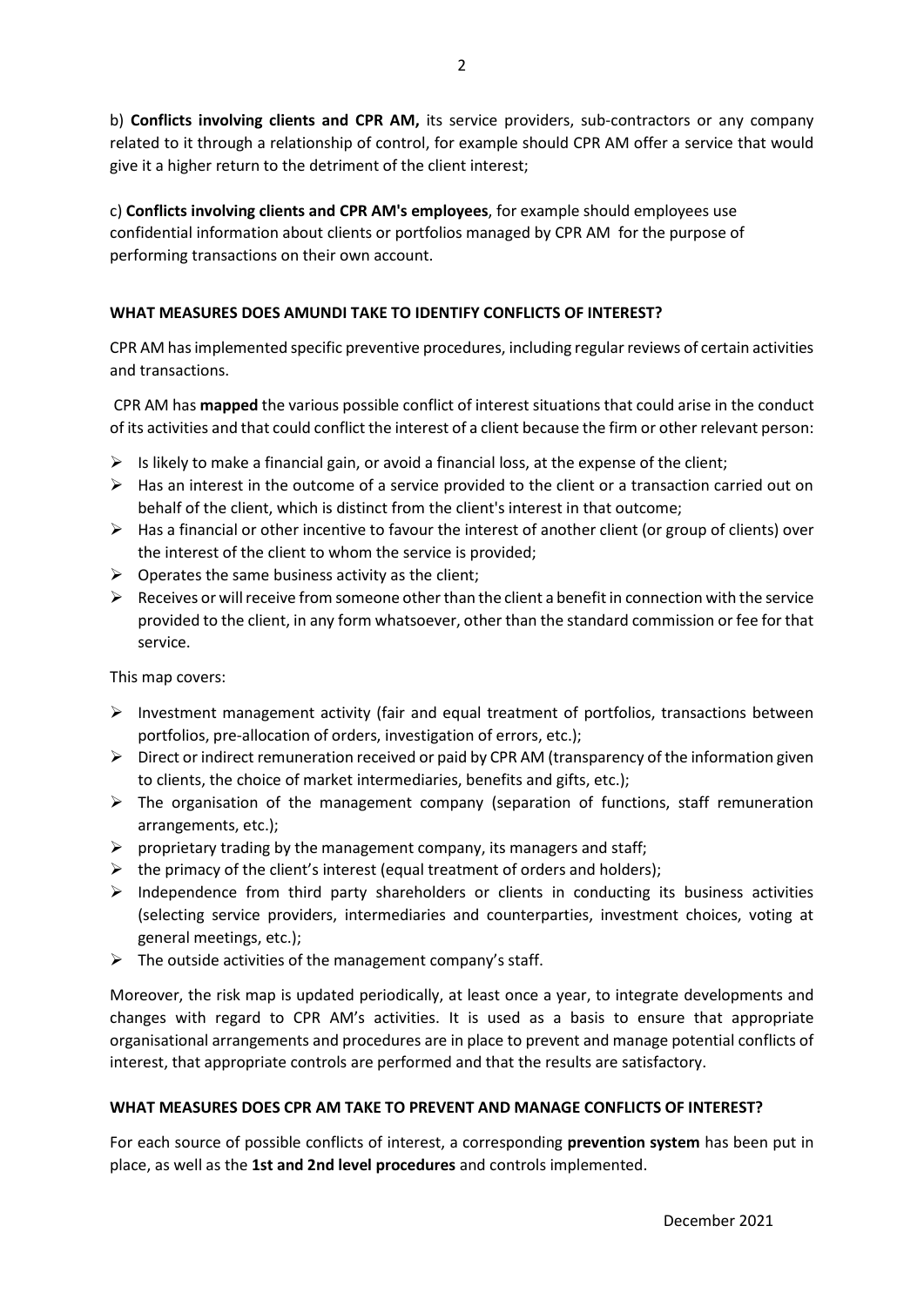b) **Conflicts involving clients and CPR AM,** its service providers, sub-contractors or any company related to it through a relationship of control, for example should CPR AM offer a service that would give it a higher return to the detriment of the client interest;

c) **Conflicts involving clients and CPR AM's employees**, for example should employees use confidential information about clients or portfolios managed by CPR AM for the purpose of performing transactions on their own account.

### WHAT MEASURES DOES AMUNDI TAKE TO IDENTIFY CONFLICTS OF INTEREST?

CPR AM has implemented specific preventive procedures, including regular reviews of certain activities and transactions.

CPR AM has **mapped** the various possible conflict of interest situations that could arise in the conduct of its activities and that could conflict the interest of a client because the firm or other relevant person:

- Is likely to make a financial gain, or avoid a financial loss, at the expense of the client;
- Has an interest in the outcome of a service provided to the client or a transaction carried out on behalf of the client, which is distinct from the client's interest in that outcome;
- Has a financial or other incentive to favour the interest of another client (or group of clients) over the interest of the client to whom the service is provided;
- Operates the same business activity as the client;
- Receives or will receive from someone other than the client a benefit in connection with the service provided to the client, in any form whatsoever, other than the standard commission or fee for that service.

This map covers:

- Investment management activity (fair and equal treatment of portfolios, transactions between portfolios, pre-allocation of orders, investigation of errors, etc.);
- Direct or indirect remuneration received or paid by CPR AM (transparency of the information given to clients, the choice of market intermediaries, benefits and gifts, etc.);
- The organisation of the management company (separation of functions, staff remuneration arrangements, etc.);
- proprietary trading by the management company, its managers and staff;
- the primacy of the client's interest (equal treatment of orders and holders);
- Independence from third party shareholders or clients in conducting its business activities (selecting service providers, intermediaries and counterparties, investment choices, voting at general meetings, etc.);
- The outside activities of the management company's staff.

Moreover, the risk map is updated periodically, at least once a year, to integrate developments and changes with regard to CPR AM's activities. It is used as a basis to ensure that appropriate organisational arrangements and procedures are in place to prevent and manage potential conflicts of interest, that appropriate controls are performed and that the results are satisfactory.

### WHAT MEASURES DOES CPR AM TAKE TO PREVENT AND MANAGE CONFLICTS OF INTEREST?

For each source of possible conflicts of interest, a corresponding **prevention system** has been put in place, as well as the **1st and 2nd level procedures** and controls implemented.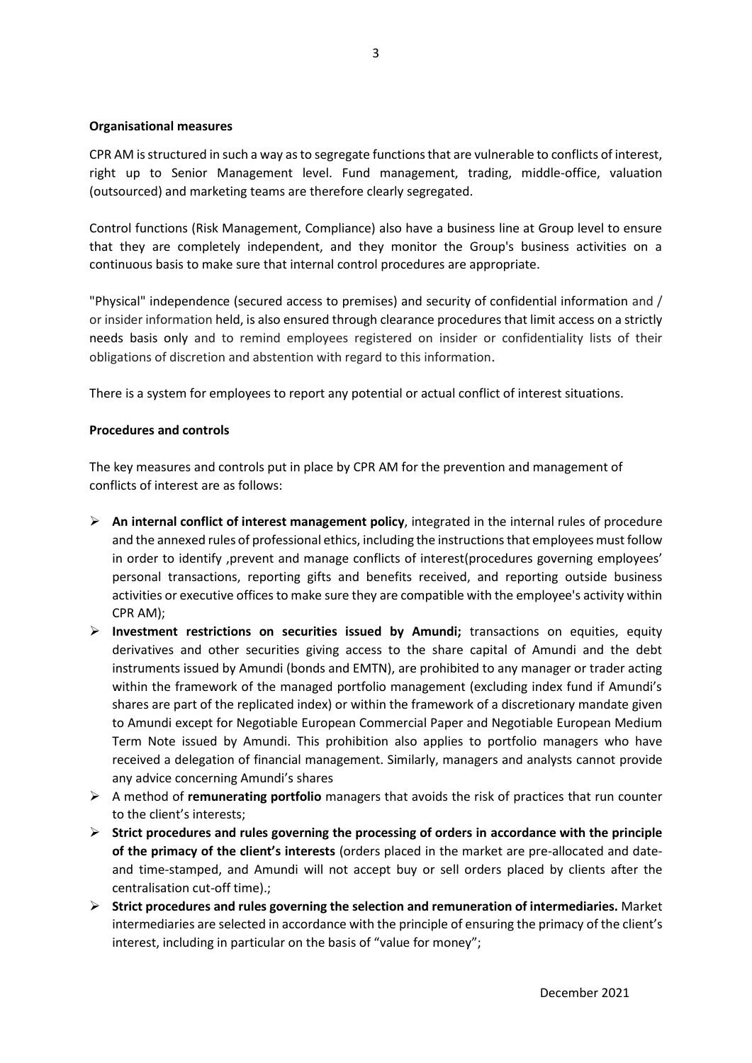**Organisational measures**

CPR AM is structured in such a way as to segregate functions that are vulnerable to conflicts of interest, right up to Senior Management level. Fund management, trading, middle-office, valuation (outsourced) and marketing teams are therefore clearly segregated.

Control functions (Risk Management, Compliance) also have a business line at Group level to ensure that they are completely independent, and they monitor the Group's business activities on a continuous basis to make sure that internal control procedures are appropriate.

"Physical" independence (secured access to premises) and security of confidential information and / or insider information held, is also ensured through clearance procedures that limit access on a strictly needs basis only and to remind employees registered on insider or confidentiality lists of their obligations of discretion and abstention with regard to this information.

There is a system for employees to report any potential or actual conflict of interest situations.

**Procedures and controls**

The key measures and controls put in place by CPR AM for the prevention and management of conflicts of interest are as follows:

- **An internal conflict of interest management policy**, integrated in the internal rules of procedure and the annexed rules of professional ethics, including the instructions that employees must follow in order to identify ,prevent and manage conflicts of interest(procedures governing employees' personal transactions, reporting gifts and benefits received, and reporting outside business activities or executive offices to make sure they are compatible with the employee's activity within CPR AM);
- **Investment restrictions on securities issued by Amundi;** transactions on equities, equity derivatives and other securities giving access to the share capital of Amundi and the debt instruments issued by Amundi (bonds and EMTN), are prohibited to any manager or trader acting within the framework of the managed portfolio management (excluding index fund if Amundi's shares are part of the replicated index) or within the framework of a discretionary mandate given to Amundi except for Negotiable European Commercial Paper and Negotiable European Medium Term Note issued by Amundi. This prohibition also applies to portfolio managers who have received a delegation of financial management. Similarly, managers and analysts cannot provide any advice concerning Amundi's shares
- A method of **remunerating portfolio** managers that avoids the risk of practices that run counter to the client's interests;
- **Strict procedures and rules governing the processing of orders in accordance with the principle of the primacy of the client's interests** (orders placed in the market are pre-allocated and date- and time-stamped, and Amundi will not accept buy or sell orders placed by clients after the centralisation cut-off time).;
- **Strict procedures and rules governing the selection and remuneration of intermediaries.** Market intermediaries are selected in accordance with the principle of ensuring the primacy of the client's interest, including in particular on the basis of "value for money";

December 2021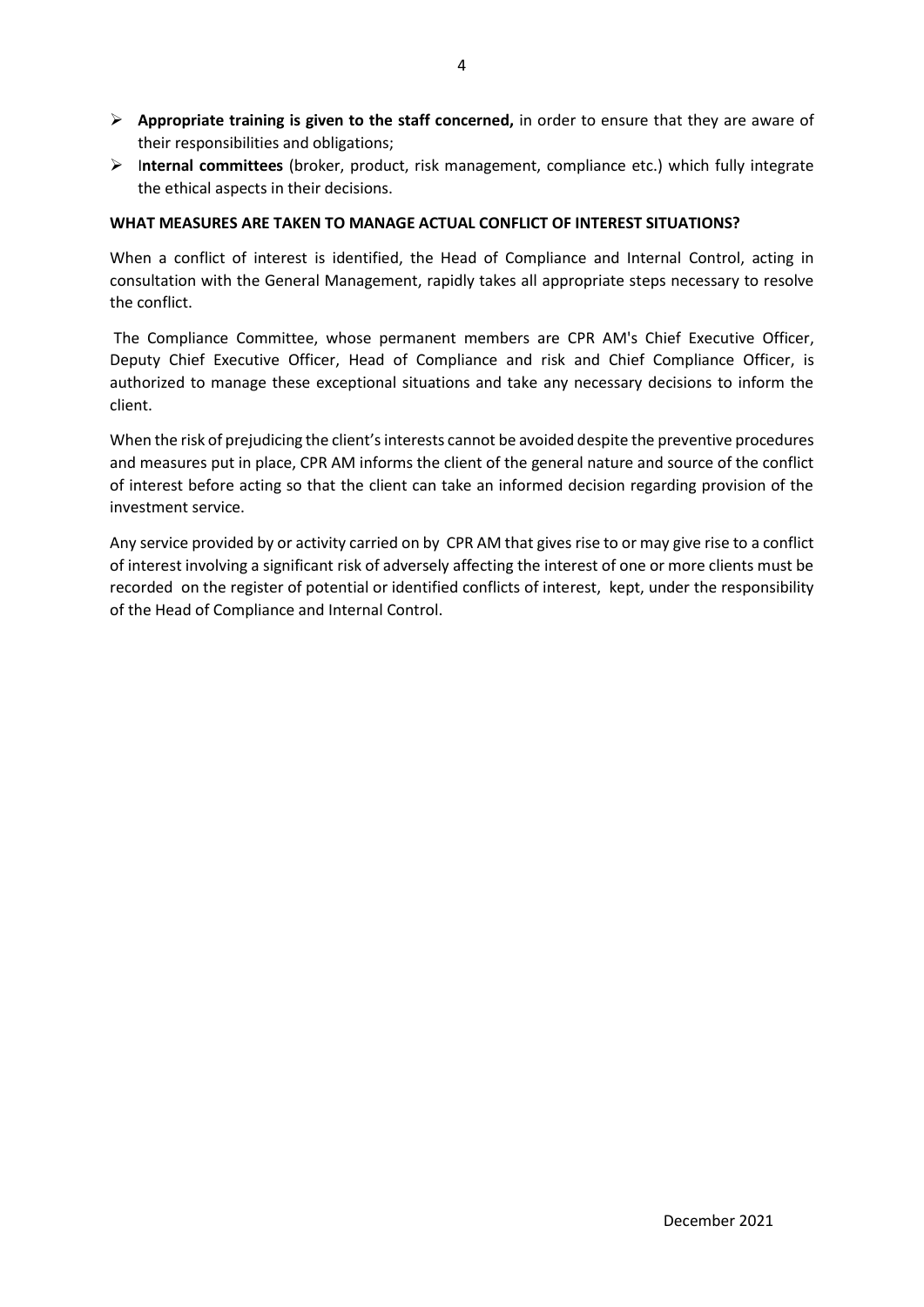- **Appropriate training is given to the staff concerned,** in order to ensure that they are aware of their responsibilities and obligations;
- I**nternal committees** (broker, product, risk management, compliance etc.) which fully integrate the ethical aspects in their decisions.

**WHAT MEASURES ARE TAKEN TO MANAGE ACTUAL CONFLICT OF INTEREST SITUATIONS?**

When a conflict of interest is identified, the Head of Compliance and Internal Control, acting in consultation with the General Management, rapidly takes all appropriate steps necessary to resolve the conflict.

The Compliance Committee, whose permanent members are CPR AM's Chief Executive Officer, Deputy Chief Executive Officer, Head of Compliance and risk and Chief Compliance Officer, is authorized to manage these exceptional situations and take any necessary decisions to inform the client.

When the risk of prejudicing the client's interests cannot be avoided despite the preventive procedures and measures put in place, CPR AM informs the client of the general nature and source of the conflict of interest before acting so that the client can take an informed decision regarding provision of the investment service.

Any service provided by or activity carried on by CPR AM that gives rise to or may give rise to a conflict of interest involving a significant risk of adversely affecting the interest of one or more clients must be recorded on the register of potential or identified conflicts of interest, kept, under the responsibility of the Head of Compliance and Internal Control.

December 2021